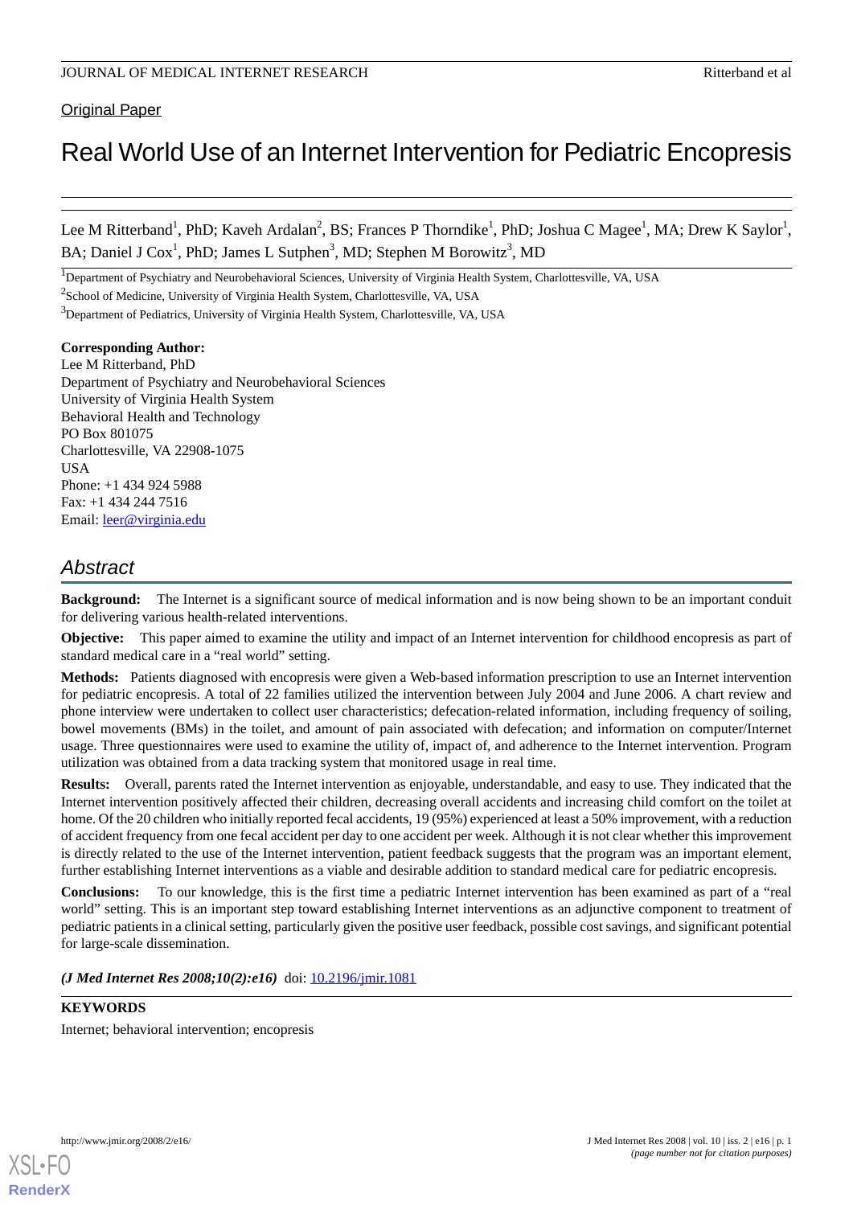Original Paper

# Real World Use of an Internet Intervention for Pediatric Encopresis

Lee M Ritterband[1], PhD; Kaveh Ardalan[2], BS; Frances P Thorndike[1], PhD; Joshua C Magee[1], MA; Drew K Saylor[1], BA; Daniel J Cox[1], PhD; James L Sutphen[3], MD; Stephen M Borowitz[3], MD

[1]Department of Psychiatry and Neurobehavioral Sciences, University of Virginia Health System, Charlottesville, VA, USA

[2]School of Medicine, University of Virginia Health System, Charlottesville, VA, USA

[3]Department of Pediatrics, University of Virginia Health System, Charlottesville, VA, USA

**Corresponding Author:**
Lee M Ritterband, PhD
Department of Psychiatry and Neurobehavioral Sciences
University of Virginia Health System
Behavioral Health and Technology
PO Box 801075
Charlottesville, VA 22908-1075
USA
Phone: +1 434 924 5988
Fax: +1 434 244 7516
Email: leer@virginia.edu

## Abstract

**Background:** The Internet is a significant source of medical information and is now being shown to be an important conduit for delivering various health-related interventions.

**Objective:** This paper aimed to examine the utility and impact of an Internet intervention for childhood encopresis as part of standard medical care in a "real world" setting.

**Methods:** Patients diagnosed with encopresis were given a Web-based information prescription to use an Internet intervention for pediatric encopresis. A total of 22 families utilized the intervention between July 2004 and June 2006. A chart review and phone interview were undertaken to collect user characteristics; defecation-related information, including frequency of soiling, bowel movements (BMs) in the toilet, and amount of pain associated with defecation; and information on computer/Internet usage. Three questionnaires were used to examine the utility of, impact of, and adherence to the Internet intervention. Program utilization was obtained from a data tracking system that monitored usage in real time.

**Results:** Overall, parents rated the Internet intervention as enjoyable, understandable, and easy to use. They indicated that the Internet intervention positively affected their children, decreasing overall accidents and increasing child comfort on the toilet at home. Of the 20 children who initially reported fecal accidents, 19 (95%) experienced at least a 50% improvement, with a reduction of accident frequency from one fecal accident per day to one accident per week. Although it is not clear whether this improvement is directly related to the use of the Internet intervention, patient feedback suggests that the program was an important element, further establishing Internet interventions as a viable and desirable addition to standard medical care for pediatric encopresis.

**Conclusions:** To our knowledge, this is the first time a pediatric Internet intervention has been examined as part of a "real world" setting. This is an important step toward establishing Internet interventions as an adjunctive component to treatment of pediatric patients in a clinical setting, particularly given the positive user feedback, possible cost savings, and significant potential for large-scale dissemination.

*(J Med Internet Res 2008;10(2):e16)* doi: 10.2196/jmir.1081

**KEYWORDS**

Internet; behavioral intervention; encopresis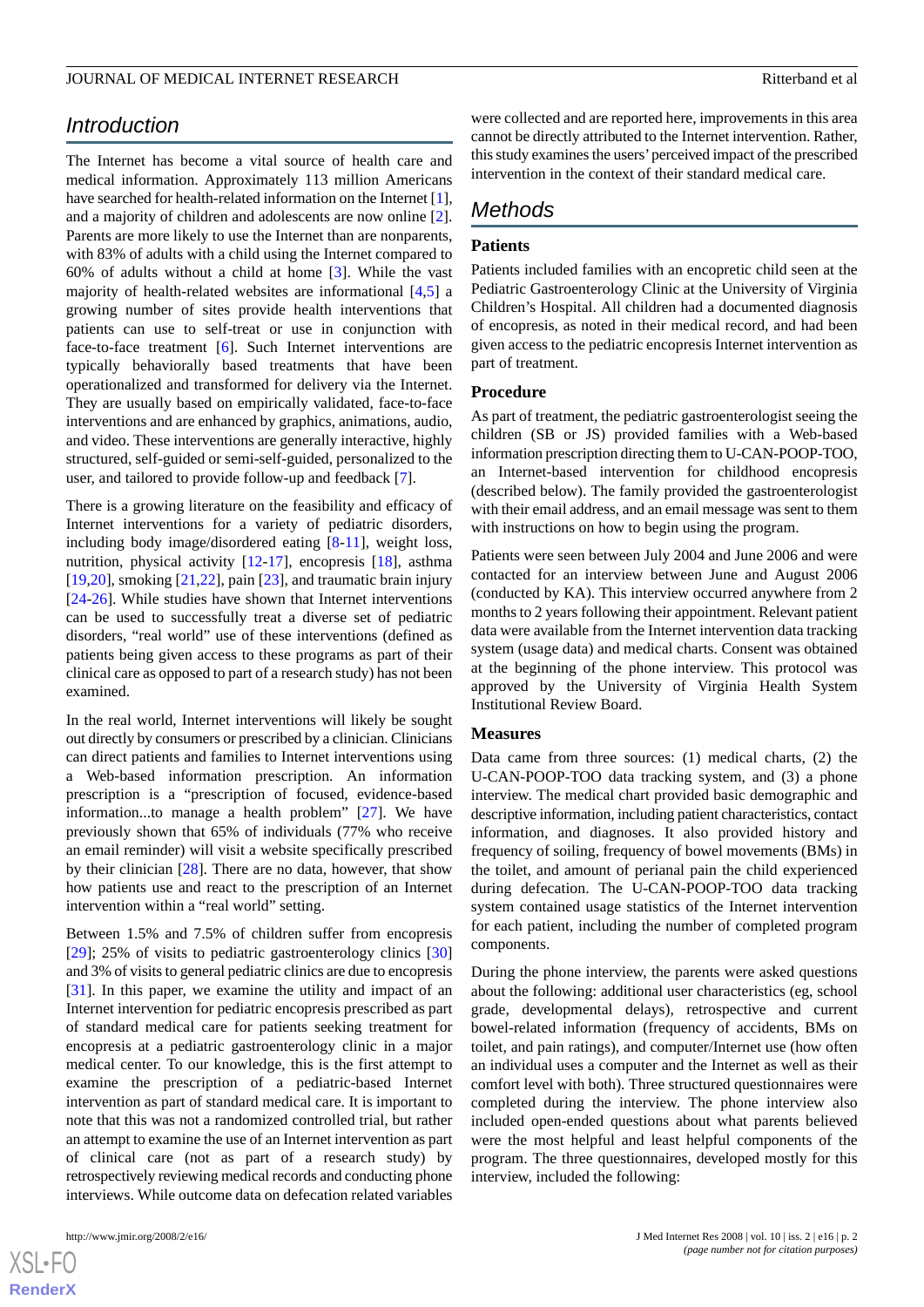## Introduction

The Internet has become a vital source of health care and medical information. Approximately 113 million Americans have searched for health-related information on the Internet [1], and a majority of children and adolescents are now online [2]. Parents are more likely to use the Internet than are nonparents, with 83% of adults with a child using the Internet compared to 60% of adults without a child at home [3]. While the vast majority of health-related websites are informational [4,5] a growing number of sites provide health interventions that patients can use to self-treat or use in conjunction with face-to-face treatment [6]. Such Internet interventions are typically behaviorally based treatments that have been operationalized and transformed for delivery via the Internet. They are usually based on empirically validated, face-to-face interventions and are enhanced by graphics, animations, audio, and video. These interventions are generally interactive, highly structured, self-guided or semi-self-guided, personalized to the user, and tailored to provide follow-up and feedback [7].

There is a growing literature on the feasibility and efficacy of Internet interventions for a variety of pediatric disorders, including body image/disordered eating [8-11], weight loss, nutrition, physical activity [12-17], encopresis [18], asthma [19,20], smoking [21,22], pain [23], and traumatic brain injury [24-26]. While studies have shown that Internet interventions can be used to successfully treat a diverse set of pediatric disorders, "real world" use of these interventions (defined as patients being given access to these programs as part of their clinical care as opposed to part of a research study) has not been examined.

In the real world, Internet interventions will likely be sought out directly by consumers or prescribed by a clinician. Clinicians can direct patients and families to Internet interventions using a Web-based information prescription. An information prescription is a "prescription of focused, evidence-based information...to manage a health problem" [27]. We have previously shown that 65% of individuals (77% who receive an email reminder) will visit a website specifically prescribed by their clinician [28]. There are no data, however, that show how patients use and react to the prescription of an Internet intervention within a "real world" setting.

Between 1.5% and 7.5% of children suffer from encopresis [29]; 25% of visits to pediatric gastroenterology clinics [30] and 3% of visits to general pediatric clinics are due to encopresis [31]. In this paper, we examine the utility and impact of an Internet intervention for pediatric encopresis prescribed as part of standard medical care for patients seeking treatment for encopresis at a pediatric gastroenterology clinic in a major medical center. To our knowledge, this is the first attempt to examine the prescription of a pediatric-based Internet intervention as part of standard medical care. It is important to note that this was not a randomized controlled trial, but rather an attempt to examine the use of an Internet intervention as part of clinical care (not as part of a research study) by retrospectively reviewing medical records and conducting phone interviews. While outcome data on defecation related variables were collected and are reported here, improvements in this area cannot be directly attributed to the Internet intervention. Rather, this study examines the users' perceived impact of the prescribed intervention in the context of their standard medical care.

## Methods

### Patients

Patients included families with an encopretic child seen at the Pediatric Gastroenterology Clinic at the University of Virginia Children's Hospital. All children had a documented diagnosis of encopresis, as noted in their medical record, and had been given access to the pediatric encopresis Internet intervention as part of treatment.

### Procedure

As part of treatment, the pediatric gastroenterologist seeing the children (SB or JS) provided families with a Web-based information prescription directing them to U-CAN-POOP-TOO, an Internet-based intervention for childhood encopresis (described below). The family provided the gastroenterologist with their email address, and an email message was sent to them with instructions on how to begin using the program.

Patients were seen between July 2004 and June 2006 and were contacted for an interview between June and August 2006 (conducted by KA). This interview occurred anywhere from 2 months to 2 years following their appointment. Relevant patient data were available from the Internet intervention data tracking system (usage data) and medical charts. Consent was obtained at the beginning of the phone interview. This protocol was approved by the University of Virginia Health System Institutional Review Board.

### Measures

Data came from three sources: (1) medical charts, (2) the U-CAN-POOP-TOO data tracking system, and (3) a phone interview. The medical chart provided basic demographic and descriptive information, including patient characteristics, contact information, and diagnoses. It also provided history and frequency of soiling, frequency of bowel movements (BMs) in the toilet, and amount of perianal pain the child experienced during defecation. The U-CAN-POOP-TOO data tracking system contained usage statistics of the Internet intervention for each patient, including the number of completed program components.

During the phone interview, the parents were asked questions about the following: additional user characteristics (eg, school grade, developmental delays), retrospective and current bowel-related information (frequency of accidents, BMs on toilet, and pain ratings), and computer/Internet use (how often an individual uses a computer and the Internet as well as their comfort level with both). Three structured questionnaires were completed during the interview. The phone interview also included open-ended questions about what parents believed were the most helpful and least helpful components of the program. The three questionnaires, developed mostly for this interview, included the following: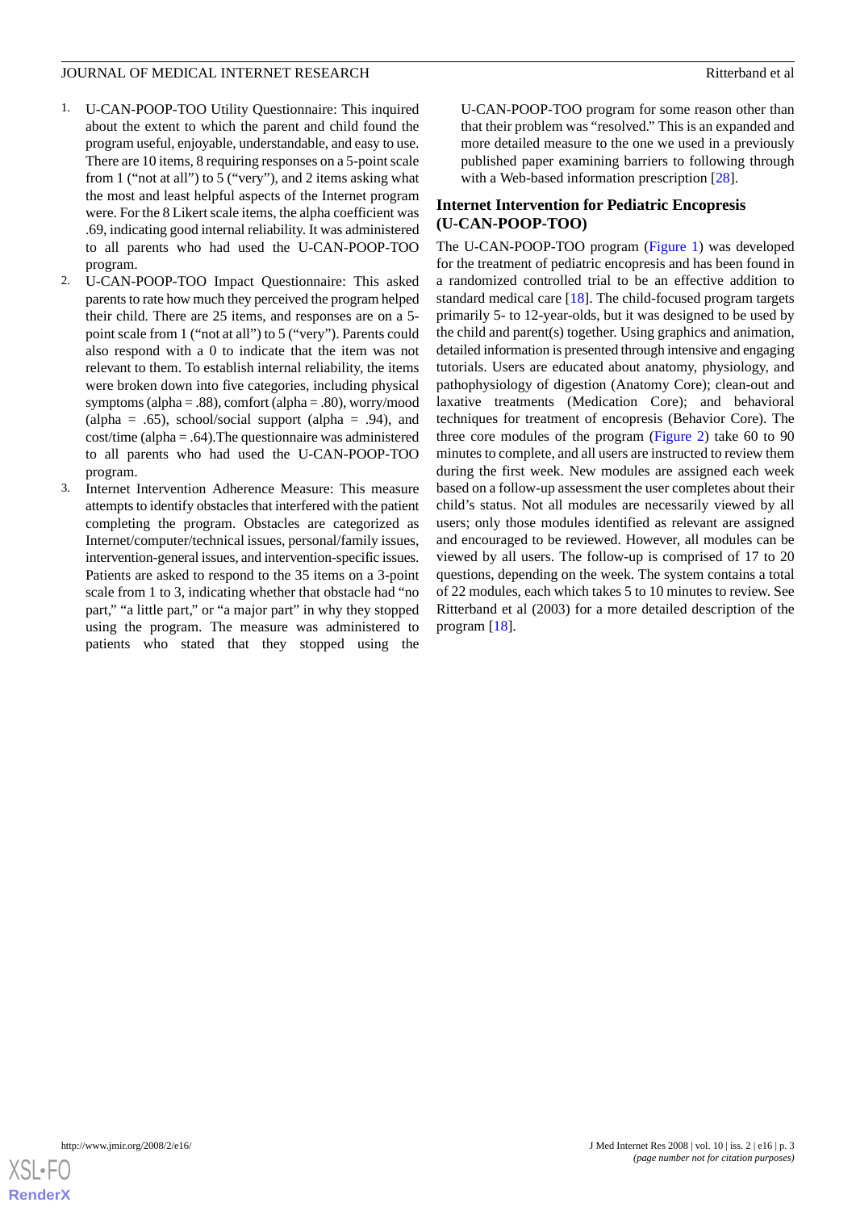1. U-CAN-POOP-TOO Utility Questionnaire: This inquired about the extent to which the parent and child found the program useful, enjoyable, understandable, and easy to use. There are 10 items, 8 requiring responses on a 5-point scale from 1 ("not at all") to 5 ("very"), and 2 items asking what the most and least helpful aspects of the Internet program were. For the 8 Likert scale items, the alpha coefficient was .69, indicating good internal reliability. It was administered to all parents who had used the U-CAN-POOP-TOO program.
2. U-CAN-POOP-TOO Impact Questionnaire: This asked parents to rate how much they perceived the program helped their child. There are 25 items, and responses are on a 5-point scale from 1 ("not at all") to 5 ("very"). Parents could also respond with a 0 to indicate that the item was not relevant to them. To establish internal reliability, the items were broken down into five categories, including physical symptoms (alpha = .88), comfort (alpha = .80), worry/mood (alpha = .65), school/social support (alpha = .94), and cost/time (alpha = .64).The questionnaire was administered to all parents who had used the U-CAN-POOP-TOO program.
3. Internet Intervention Adherence Measure: This measure attempts to identify obstacles that interfered with the patient completing the program. Obstacles are categorized as Internet/computer/technical issues, personal/family issues, intervention-general issues, and intervention-specific issues. Patients are asked to respond to the 35 items on a 3-point scale from 1 to 3, indicating whether that obstacle had "no part," "a little part," or "a major part" in why they stopped using the program. The measure was administered to patients who stated that they stopped using the U-CAN-POOP-TOO program for some reason other than that their problem was "resolved." This is an expanded and more detailed measure to the one we used in a previously published paper examining barriers to following through with a Web-based information prescription [28].

## Internet Intervention for Pediatric Encopresis (U-CAN-POOP-TOO)

The U-CAN-POOP-TOO program (Figure 1) was developed for the treatment of pediatric encopresis and has been found in a randomized controlled trial to be an effective addition to standard medical care [18]. The child-focused program targets primarily 5- to 12-year-olds, but it was designed to be used by the child and parent(s) together. Using graphics and animation, detailed information is presented through intensive and engaging tutorials. Users are educated about anatomy, physiology, and pathophysiology of digestion (Anatomy Core); clean-out and laxative treatments (Medication Core); and behavioral techniques for treatment of encopresis (Behavior Core). The three core modules of the program (Figure 2) take 60 to 90 minutes to complete, and all users are instructed to review them during the first week. New modules are assigned each week based on a follow-up assessment the user completes about their child's status. Not all modules are necessarily viewed by all users; only those modules identified as relevant are assigned and encouraged to be reviewed. However, all modules can be viewed by all users. The follow-up is comprised of 17 to 20 questions, depending on the week. The system contains a total of 22 modules, each which takes 5 to 10 minutes to review. See Ritterband et al (2003) for a more detailed description of the program [18].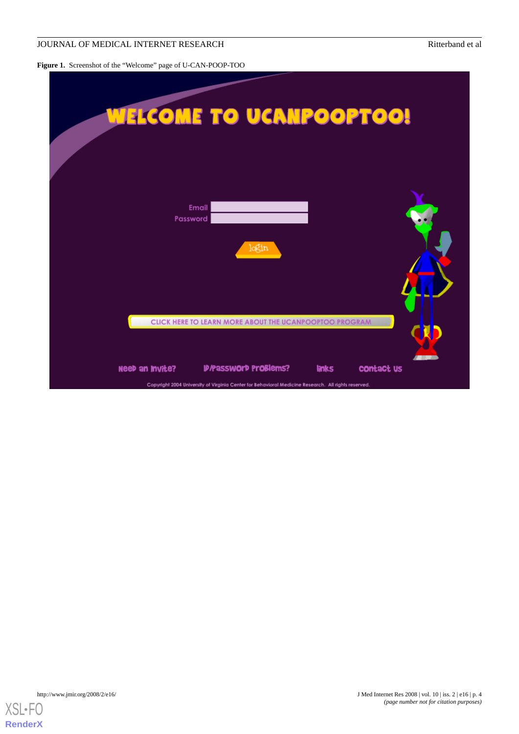**Figure 1.** Screenshot of the "Welcome" page of U-CAN-POOP-TOO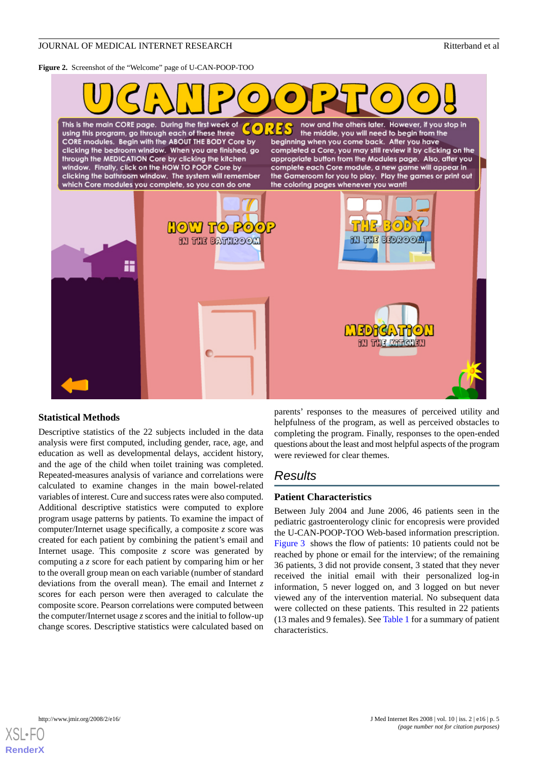**Figure 2.** Screenshot of the "Welcome" page of U-CAN-POOP-TOO

### Statistical Methods

Descriptive statistics of the 22 subjects included in the data analysis were first computed, including gender, race, age, and education as well as developmental delays, accident history, and the age of the child when toilet training was completed. Repeated-measures analysis of variance and correlations were calculated to examine changes in the main bowel-related variables of interest. Cure and success rates were also computed. Additional descriptive statistics were computed to explore program usage patterns by patients. To examine the impact of computer/Internet usage specifically, a composite *z* score was created for each patient by combining the patient's email and Internet usage. This composite *z* score was generated by computing a *z* score for each patient by comparing him or her to the overall group mean on each variable (number of standard deviations from the overall mean). The email and Internet *z* scores for each person were then averaged to calculate the composite score. Pearson correlations were computed between the computer/Internet usage *z* scores and the initial to follow-up change scores. Descriptive statistics were calculated based on parents' responses to the measures of perceived utility and helpfulness of the program, as well as perceived obstacles to completing the program. Finally, responses to the open-ended questions about the least and most helpful aspects of the program were reviewed for clear themes.

## Results

### Patient Characteristics

Between July 2004 and June 2006, 46 patients seen in the pediatric gastroenterology clinic for encopresis were provided the U-CAN-POOP-TOO Web-based information prescription. Figure 3 shows the flow of patients: 10 patients could not be reached by phone or email for the interview; of the remaining 36 patients, 3 did not provide consent, 3 stated that they never received the initial email with their personalized log-in information, 5 never logged on, and 3 logged on but never viewed any of the intervention material. No subsequent data were collected on these patients. This resulted in 22 patients (13 males and 9 females). See Table 1 for a summary of patient characteristics.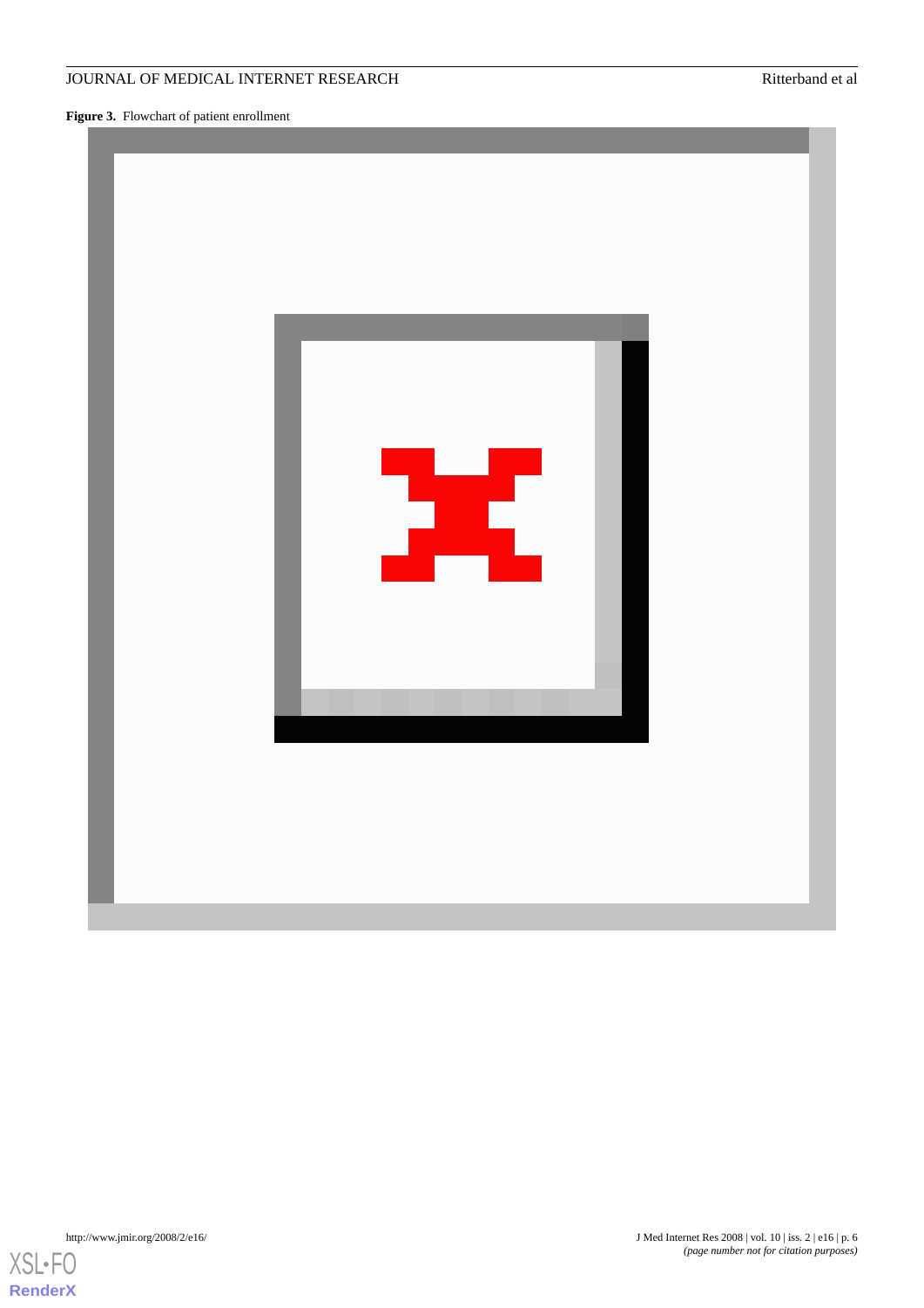**Figure 3.** Flowchart of patient enrollment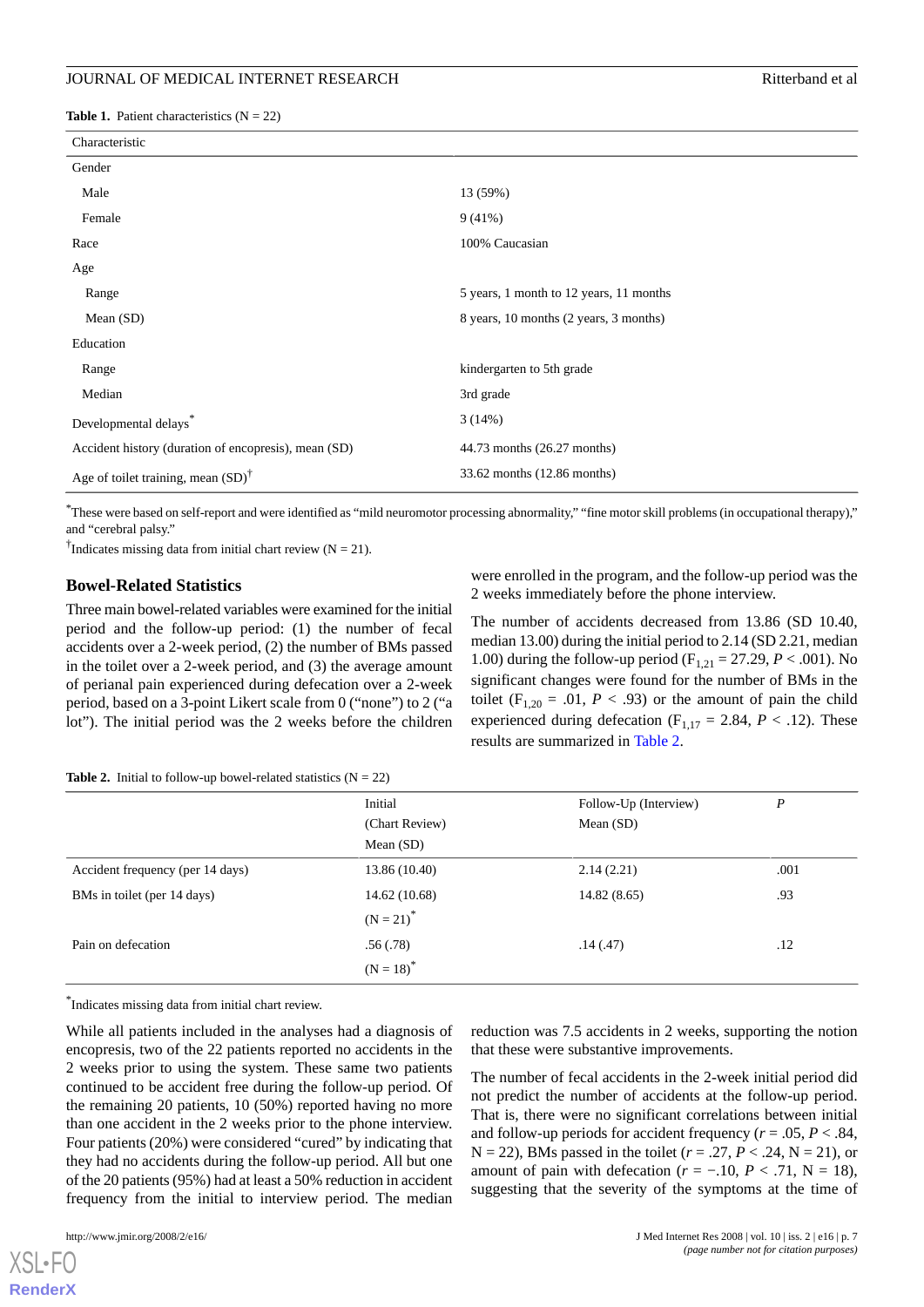**Table 1.** Patient characteristics (N = 22)

| Characteristic | |
|---|---|
| Gender | |
| Male | 13 (59%) |
| Female | 9 (41%) |
| Race | 100% Caucasian |
| Age | |
| Range | 5 years, 1 month to 12 years, 11 months |
| Mean (SD) | 8 years, 10 months (2 years, 3 months) |
| Education | |
| Range | kindergarten to 5th grade |
| Median | 3rd grade |
| Developmental delays* | 3 (14%) |
| Accident history (duration of encopresis), mean (SD) | 44.73 months (26.27 months) |
| Age of toilet training, mean (SD)† | 33.62 months (12.86 months) |

*These were based on self-report and were identified as "mild neuromotor processing abnormality," "fine motor skill problems (in occupational therapy)," and "cerebral palsy."

†Indicates missing data from initial chart review (N = 21).

## Bowel-Related Statistics

Three main bowel-related variables were examined for the initial period and the follow-up period: (1) the number of fecal accidents over a 2-week period, (2) the number of BMs passed in the toilet over a 2-week period, and (3) the average amount of perianal pain experienced during defecation over a 2-week period, based on a 3-point Likert scale from 0 ("none") to 2 ("a lot"). The initial period was the 2 weeks before the children were enrolled in the program, and the follow-up period was the 2 weeks immediately before the phone interview.

The number of accidents decreased from 13.86 (SD 10.40, median 13.00) during the initial period to 2.14 (SD 2.21, median 1.00) during the follow-up period ($F_{1,21} = 27.29$, $P < .001$). No significant changes were found for the number of BMs in the toilet ($F_{1,20} = .01$, $P < .93$) or the amount of pain the child experienced during defecation ($F_{1,17} = 2.84$, $P < .12$). These results are summarized in Table 2.

**Table 2.** Initial to follow-up bowel-related statistics (N = 22)

| | Initial (Chart Review) Mean (SD) | Follow-Up (Interview) Mean (SD) | *P* |
|---|---|---|---|
| Accident frequency (per 14 days) | 13.86 (10.40) | 2.14 (2.21) | .001 |
| BMs in toilet (per 14 days) | 14.62 (10.68) (N = 21)* | 14.82 (8.65) | .93 |
| Pain on defecation | .56 (.78) (N = 18)* | .14 (.47) | .12 |

*Indicates missing data from initial chart review.

While all patients included in the analyses had a diagnosis of encopresis, two of the 22 patients reported no accidents in the 2 weeks prior to using the system. These same two patients continued to be accident free during the follow-up period. Of the remaining 20 patients, 10 (50%) reported having no more than one accident in the 2 weeks prior to the phone interview. Four patients (20%) were considered "cured" by indicating that they had no accidents during the follow-up period. All but one of the 20 patients (95%) had at least a 50% reduction in accident frequency from the initial to interview period. The median reduction was 7.5 accidents in 2 weeks, supporting the notion that these were substantive improvements.

The number of fecal accidents in the 2-week initial period did not predict the number of accidents at the follow-up period. That is, there were no significant correlations between initial and follow-up periods for accident frequency ($r = .05$, $P < .84$, N = 22), BMs passed in the toilet ($r = .27$, $P < .24$, N = 21), or amount of pain with defecation ($r = -.10$, $P < .71$, N = 18), suggesting that the severity of the symptoms at the time of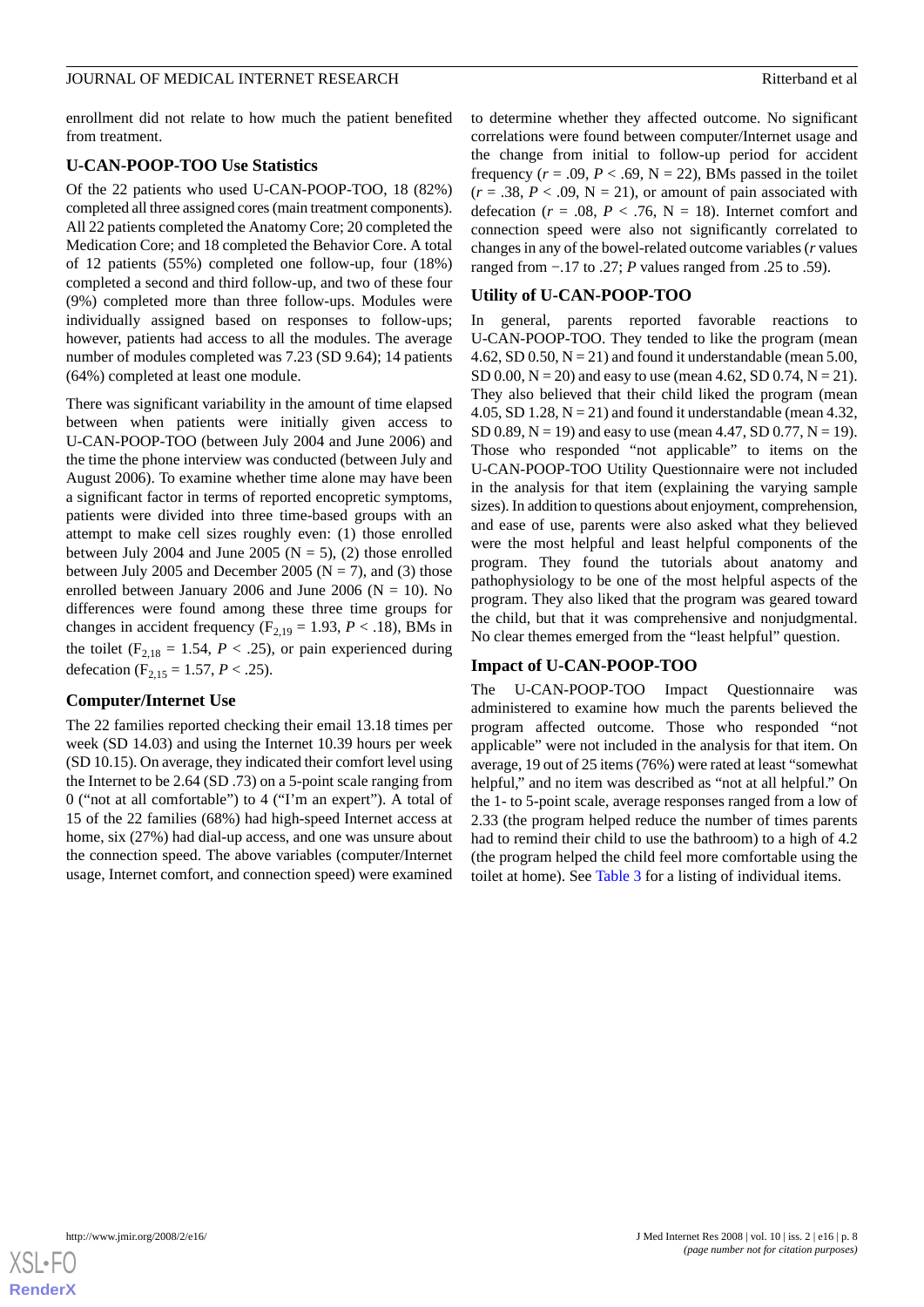enrollment did not relate to how much the patient benefited from treatment.

### U-CAN-POOP-TOO Use Statistics

Of the 22 patients who used U-CAN-POOP-TOO, 18 (82%) completed all three assigned cores (main treatment components). All 22 patients completed the Anatomy Core; 20 completed the Medication Core; and 18 completed the Behavior Core. A total of 12 patients (55%) completed one follow-up, four (18%) completed a second and third follow-up, and two of these four (9%) completed more than three follow-ups. Modules were individually assigned based on responses to follow-ups; however, patients had access to all the modules. The average number of modules completed was 7.23 (SD 9.64); 14 patients (64%) completed at least one module.

There was significant variability in the amount of time elapsed between when patients were initially given access to U-CAN-POOP-TOO (between July 2004 and June 2006) and the time the phone interview was conducted (between July and August 2006). To examine whether time alone may have been a significant factor in terms of reported encopretic symptoms, patients were divided into three time-based groups with an attempt to make cell sizes roughly even: (1) those enrolled between July 2004 and June 2005 (N = 5), (2) those enrolled between July 2005 and December 2005 (N = 7), and (3) those enrolled between January 2006 and June 2006 (N = 10). No differences were found among these three time groups for changes in accident frequency ($F_{2,19}$ = 1.93, $P$ < .18), BMs in the toilet ($F_{2,18}$ = 1.54, $P$ < .25), or pain experienced during defecation ($F_{2,15}$ = 1.57, $P$ < .25).

### Computer/Internet Use

The 22 families reported checking their email 13.18 times per week (SD 14.03) and using the Internet 10.39 hours per week (SD 10.15). On average, they indicated their comfort level using the Internet to be 2.64 (SD .73) on a 5-point scale ranging from 0 ("not at all comfortable") to 4 ("I'm an expert"). A total of 15 of the 22 families (68%) had high-speed Internet access at home, six (27%) had dial-up access, and one was unsure about the connection speed. The above variables (computer/Internet usage, Internet comfort, and connection speed) were examined to determine whether they affected outcome. No significant correlations were found between computer/Internet usage and the change from initial to follow-up period for accident frequency ($r$ = .09, $P$ < .69, N = 22), BMs passed in the toilet ($r$ = .38, $P$ < .09, N = 21), or amount of pain associated with defecation ($r$ = .08, $P$ < .76, N = 18). Internet comfort and connection speed were also not significantly correlated to changes in any of the bowel-related outcome variables ($r$ values ranged from −.17 to .27; $P$ values ranged from .25 to .59).

### Utility of U-CAN-POOP-TOO

In general, parents reported favorable reactions to U-CAN-POOP-TOO. They tended to like the program (mean 4.62, SD 0.50, N = 21) and found it understandable (mean 5.00, SD 0.00, N = 20) and easy to use (mean 4.62, SD 0.74, N = 21). They also believed that their child liked the program (mean 4.05, SD 1.28, N = 21) and found it understandable (mean 4.32, SD 0.89, N = 19) and easy to use (mean 4.47, SD 0.77, N = 19). Those who responded "not applicable" to items on the U-CAN-POOP-TOO Utility Questionnaire were not included in the analysis for that item (explaining the varying sample sizes). In addition to questions about enjoyment, comprehension, and ease of use, parents were also asked what they believed were the most helpful and least helpful components of the program. They found the tutorials about anatomy and pathophysiology to be one of the most helpful aspects of the program. They also liked that the program was geared toward the child, but that it was comprehensive and nonjudgmental. No clear themes emerged from the "least helpful" question.

### Impact of U-CAN-POOP-TOO

The U-CAN-POOP-TOO Impact Questionnaire was administered to examine how much the parents believed the program affected outcome. Those who responded "not applicable" were not included in the analysis for that item. On average, 19 out of 25 items (76%) were rated at least "somewhat helpful," and no item was described as "not at all helpful." On the 1- to 5-point scale, average responses ranged from a low of 2.33 (the program helped reduce the number of times parents had to remind their child to use the bathroom) to a high of 4.2 (the program helped the child feel more comfortable using the toilet at home). See Table 3 for a listing of individual items.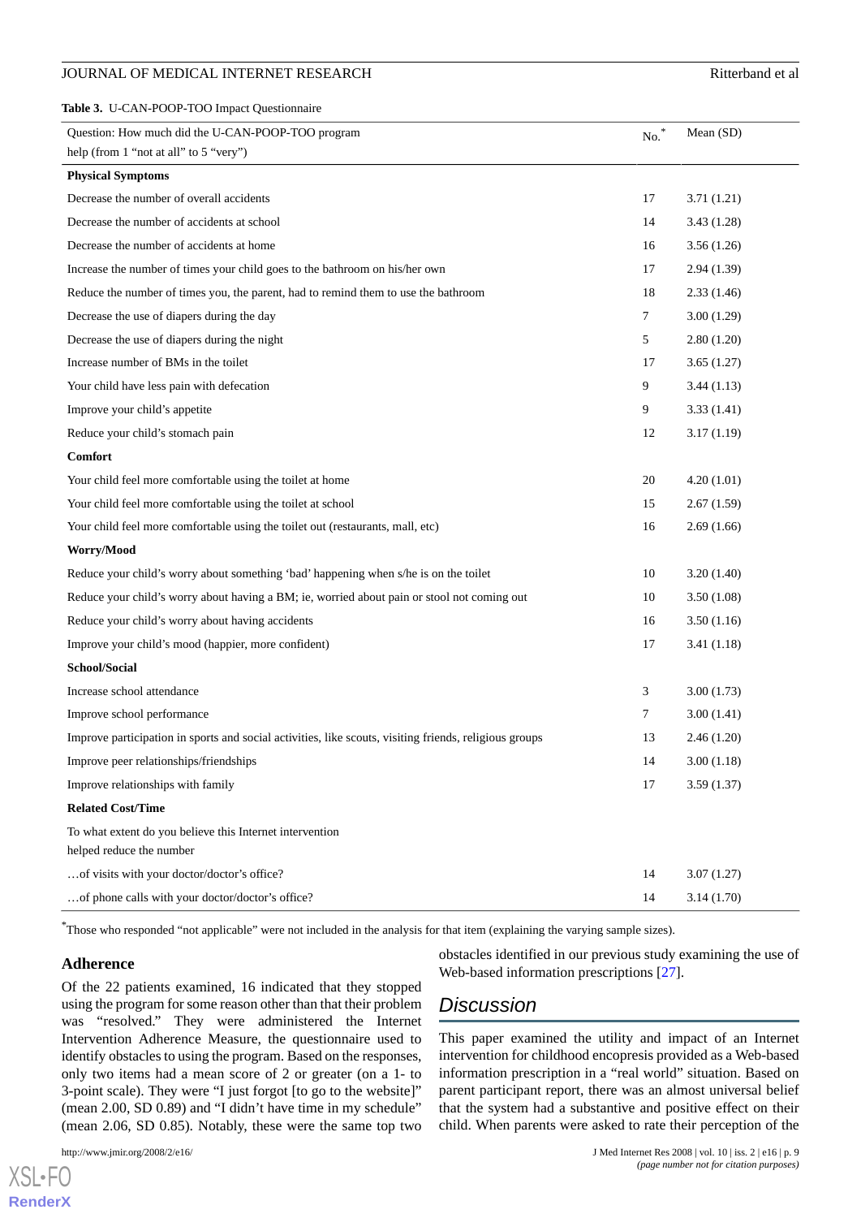**Table 3.** U-CAN-POOP-TOO Impact Questionnaire

| Question: How much did the U-CAN-POOP-TOO program help (from 1 "not at all" to 5 "very") | No.* | Mean (SD) |
|---|---|---|
| **Physical Symptoms** | | |
| Decrease the number of overall accidents | 17 | 3.71 (1.21) |
| Decrease the number of accidents at school | 14 | 3.43 (1.28) |
| Decrease the number of accidents at home | 16 | 3.56 (1.26) |
| Increase the number of times your child goes to the bathroom on his/her own | 17 | 2.94 (1.39) |
| Reduce the number of times you, the parent, had to remind them to use the bathroom | 18 | 2.33 (1.46) |
| Decrease the use of diapers during the day | 7 | 3.00 (1.29) |
| Decrease the use of diapers during the night | 5 | 2.80 (1.20) |
| Increase number of BMs in the toilet | 17 | 3.65 (1.27) |
| Your child have less pain with defecation | 9 | 3.44 (1.13) |
| Improve your child's appetite | 9 | 3.33 (1.41) |
| Reduce your child's stomach pain | 12 | 3.17 (1.19) |
| **Comfort** | | |
| Your child feel more comfortable using the toilet at home | 20 | 4.20 (1.01) |
| Your child feel more comfortable using the toilet at school | 15 | 2.67 (1.59) |
| Your child feel more comfortable using the toilet out (restaurants, mall, etc) | 16 | 2.69 (1.66) |
| **Worry/Mood** | | |
| Reduce your child's worry about something 'bad' happening when s/he is on the toilet | 10 | 3.20 (1.40) |
| Reduce your child's worry about having a BM; ie, worried about pain or stool not coming out | 10 | 3.50 (1.08) |
| Reduce your child's worry about having accidents | 16 | 3.50 (1.16) |
| Improve your child's mood (happier, more confident) | 17 | 3.41 (1.18) |
| **School/Social** | | |
| Increase school attendance | 3 | 3.00 (1.73) |
| Improve school performance | 7 | 3.00 (1.41) |
| Improve participation in sports and social activities, like scouts, visiting friends, religious groups | 13 | 2.46 (1.20) |
| Improve peer relationships/friendships | 14 | 3.00 (1.18) |
| Improve relationships with family | 17 | 3.59 (1.37) |
| **Related Cost/Time** | | |
| To what extent do you believe this Internet intervention helped reduce the number | | |
| …of visits with your doctor/doctor's office? | 14 | 3.07 (1.27) |
| …of phone calls with your doctor/doctor's office? | 14 | 3.14 (1.70) |

*Those who responded "not applicable" were not included in the analysis for that item (explaining the varying sample sizes).

### Adherence

Of the 22 patients examined, 16 indicated that they stopped using the program for some reason other than that their problem was "resolved." They were administered the Internet Intervention Adherence Measure, the questionnaire used to identify obstacles to using the program. Based on the responses, only two items had a mean score of 2 or greater (on a 1- to 3-point scale). They were "I just forgot [to go to the website]" (mean 2.00, SD 0.89) and "I didn't have time in my schedule" (mean 2.06, SD 0.85). Notably, these were the same top two obstacles identified in our previous study examining the use of Web-based information prescriptions [27].

## Discussion

This paper examined the utility and impact of an Internet intervention for childhood encopresis provided as a Web-based information prescription in a "real world" situation. Based on parent participant report, there was an almost universal belief that the system had a substantive and positive effect on their child. When parents were asked to rate their perception of the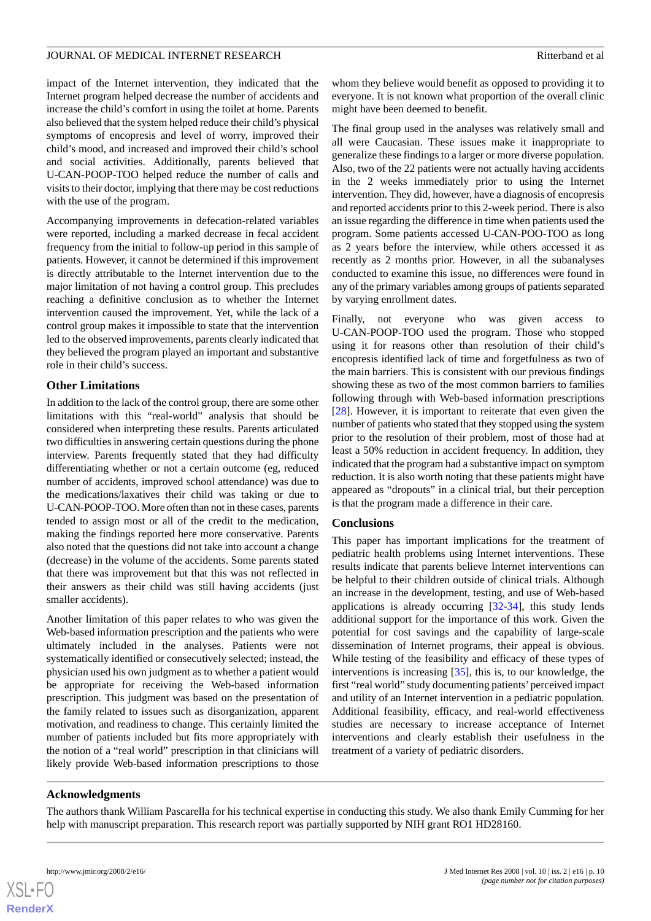impact of the Internet intervention, they indicated that the Internet program helped decrease the number of accidents and increase the child's comfort in using the toilet at home. Parents also believed that the system helped reduce their child's physical symptoms of encopresis and level of worry, improved their child's mood, and increased and improved their child's school and social activities. Additionally, parents believed that U-CAN-POOP-TOO helped reduce the number of calls and visits to their doctor, implying that there may be cost reductions with the use of the program.

Accompanying improvements in defecation-related variables were reported, including a marked decrease in fecal accident frequency from the initial to follow-up period in this sample of patients. However, it cannot be determined if this improvement is directly attributable to the Internet intervention due to the major limitation of not having a control group. This precludes reaching a definitive conclusion as to whether the Internet intervention caused the improvement. Yet, while the lack of a control group makes it impossible to state that the intervention led to the observed improvements, parents clearly indicated that they believed the program played an important and substantive role in their child's success.

## Other Limitations

In addition to the lack of the control group, there are some other limitations with this "real-world" analysis that should be considered when interpreting these results. Parents articulated two difficulties in answering certain questions during the phone interview. Parents frequently stated that they had difficulty differentiating whether or not a certain outcome (eg, reduced number of accidents, improved school attendance) was due to the medications/laxatives their child was taking or due to U-CAN-POOP-TOO. More often than not in these cases, parents tended to assign most or all of the credit to the medication, making the findings reported here more conservative. Parents also noted that the questions did not take into account a change (decrease) in the volume of the accidents. Some parents stated that there was improvement but that this was not reflected in their answers as their child was still having accidents (just smaller accidents).

Another limitation of this paper relates to who was given the Web-based information prescription and the patients who were ultimately included in the analyses. Patients were not systematically identified or consecutively selected; instead, the physician used his own judgment as to whether a patient would be appropriate for receiving the Web-based information prescription. This judgment was based on the presentation of the family related to issues such as disorganization, apparent motivation, and readiness to change. This certainly limited the number of patients included but fits more appropriately with the notion of a "real world" prescription in that clinicians will likely provide Web-based information prescriptions to those whom they believe would benefit as opposed to providing it to everyone. It is not known what proportion of the overall clinic might have been deemed to benefit.

The final group used in the analyses was relatively small and all were Caucasian. These issues make it inappropriate to generalize these findings to a larger or more diverse population. Also, two of the 22 patients were not actually having accidents in the 2 weeks immediately prior to using the Internet intervention. They did, however, have a diagnosis of encopresis and reported accidents prior to this 2-week period. There is also an issue regarding the difference in time when patients used the program. Some patients accessed U-CAN-POO-TOO as long as 2 years before the interview, while others accessed it as recently as 2 months prior. However, in all the subanalyses conducted to examine this issue, no differences were found in any of the primary variables among groups of patients separated by varying enrollment dates.

Finally, not everyone who was given access to U-CAN-POOP-TOO used the program. Those who stopped using it for reasons other than resolution of their child's encopresis identified lack of time and forgetfulness as two of the main barriers. This is consistent with our previous findings showing these as two of the most common barriers to families following through with Web-based information prescriptions [28]. However, it is important to reiterate that even given the number of patients who stated that they stopped using the system prior to the resolution of their problem, most of those had at least a 50% reduction in accident frequency. In addition, they indicated that the program had a substantive impact on symptom reduction. It is also worth noting that these patients might have appeared as "dropouts" in a clinical trial, but their perception is that the program made a difference in their care.

## Conclusions

This paper has important implications for the treatment of pediatric health problems using Internet interventions. These results indicate that parents believe Internet interventions can be helpful to their children outside of clinical trials. Although an increase in the development, testing, and use of Web-based applications is already occurring [32-34], this study lends additional support for the importance of this work. Given the potential for cost savings and the capability of large-scale dissemination of Internet programs, their appeal is obvious. While testing of the feasibility and efficacy of these types of interventions is increasing [35], this is, to our knowledge, the first "real world" study documenting patients' perceived impact and utility of an Internet intervention in a pediatric population. Additional feasibility, efficacy, and real-world effectiveness studies are necessary to increase acceptance of Internet interventions and clearly establish their usefulness in the treatment of a variety of pediatric disorders.

## Acknowledgments

The authors thank William Pascarella for his technical expertise in conducting this study. We also thank Emily Cumming for her help with manuscript preparation. This research report was partially supported by NIH grant RO1 HD28160.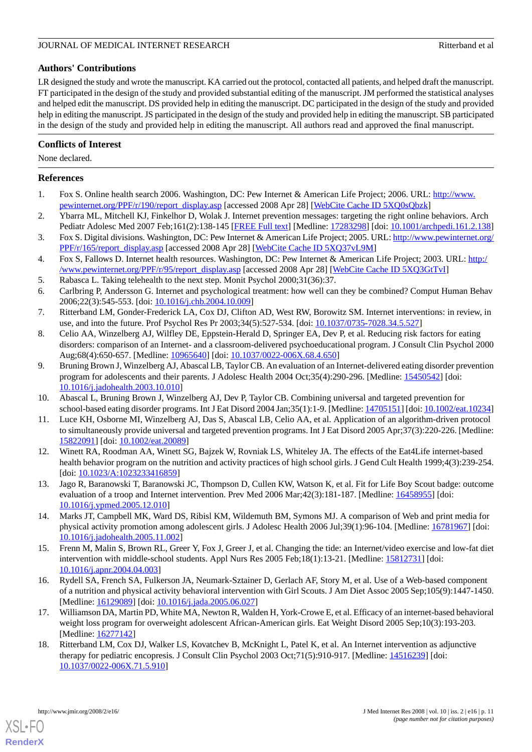## Authors' Contributions

LR designed the study and wrote the manuscript. KA carried out the protocol, contacted all patients, and helped draft the manuscript. FT participated in the design of the study and provided substantial editing of the manuscript. JM performed the statistical analyses and helped edit the manuscript. DS provided help in editing the manuscript. DC participated in the design of the study and provided help in editing the manuscript. JS participated in the design of the study and provided help in editing the manuscript. SB participated in the design of the study and provided help in editing the manuscript. All authors read and approved the final manuscript.

## Conflicts of Interest

None declared.

## References

1. Fox S. Online health search 2006. Washington, DC: Pew Internet & American Life Project; 2006. URL: http://www.pewinternet.org/PPF/r/190/report_display.asp [accessed 2008 Apr 28] [WebCite Cache ID 5XQ0sQbzk]
2. Ybarra ML, Mitchell KJ, Finkelhor D, Wolak J. Internet prevention messages: targeting the right online behaviors. Arch Pediatr Adolesc Med 2007 Feb;161(2):138-145 [FREE Full text] [Medline: 17283298] [doi: 10.1001/archpedi.161.2.138]
3. Fox S. Digital divisions. Washington, DC: Pew Internet & American Life Project; 2005. URL: http://www.pewinternet.org/PPF/r/165/report_display.asp [accessed 2008 Apr 28] [WebCite Cache ID 5XQ37vL9M]
4. Fox S, Fallows D. Internet health resources. Washington, DC: Pew Internet & American Life Project; 2003. URL: http://www.pewinternet.org/PPF/r/95/report_display.asp [accessed 2008 Apr 28] [WebCite Cache ID 5XQ3GtTvI]
5. Rabasca L. Taking telehealth to the next step. Monit Psychol 2000;31(36):37.
6. Carlbring P, Andersson G. Internet and psychological treatment: how well can they be combined? Comput Human Behav 2006;22(3):545-553. [doi: 10.1016/j.chb.2004.10.009]
7. Ritterband LM, Gonder-Frederick LA, Cox DJ, Clifton AD, West RW, Borowitz SM. Internet interventions: in review, in use, and into the future. Prof Psychol Res Pr 2003;34(5):527-534. [doi: 10.1037/0735-7028.34.5.527]
8. Celio AA, Winzelberg AJ, Wilfley DE, Eppstein-Herald D, Springer EA, Dev P, et al. Reducing risk factors for eating disorders: comparison of an Internet- and a classroom-delivered psychoeducational program. J Consult Clin Psychol 2000 Aug;68(4):650-657. [Medline: 10965640] [doi: 10.1037/0022-006X.68.4.650]
9. Bruning Brown J, Winzelberg AJ, Abascal LB, Taylor CB. An evaluation of an Internet-delivered eating disorder prevention program for adolescents and their parents. J Adolesc Health 2004 Oct;35(4):290-296. [Medline: 15450542] [doi: 10.1016/j.jadohealth.2003.10.010]
10. Abascal L, Bruning Brown J, Winzelberg AJ, Dev P, Taylor CB. Combining universal and targeted prevention for school-based eating disorder programs. Int J Eat Disord 2004 Jan;35(1):1-9. [Medline: 14705151] [doi: 10.1002/eat.10234]
11. Luce KH, Osborne MI, Winzelberg AJ, Das S, Abascal LB, Celio AA, et al. Application of an algorithm-driven protocol to simultaneously provide universal and targeted prevention programs. Int J Eat Disord 2005 Apr;37(3):220-226. [Medline: 15822091] [doi: 10.1002/eat.20089]
12. Winett RA, Roodman AA, Winett SG, Bajzek W, Rovniak LS, Whiteley JA. The effects of the Eat4Life internet-based health behavior program on the nutrition and activity practices of high school girls. J Gend Cult Health 1999;4(3):239-254. [doi: 10.1023/A:1023233416859]
13. Jago R, Baranowski T, Baranowski JC, Thompson D, Cullen KW, Watson K, et al. Fit for Life Boy Scout badge: outcome evaluation of a troop and Internet intervention. Prev Med 2006 Mar;42(3):181-187. [Medline: 16458955] [doi: 10.1016/j.ypmed.2005.12.010]
14. Marks JT, Campbell MK, Ward DS, Ribisl KM, Wildemuth BM, Symons MJ. A comparison of Web and print media for physical activity promotion among adolescent girls. J Adolesc Health 2006 Jul;39(1):96-104. [Medline: 16781967] [doi: 10.1016/j.jadohealth.2005.11.002]
15. Frenn M, Malin S, Brown RL, Greer Y, Fox J, Greer J, et al. Changing the tide: an Internet/video exercise and low-fat diet intervention with middle-school students. Appl Nurs Res 2005 Feb;18(1):13-21. [Medline: 15812731] [doi: 10.1016/j.apnr.2004.04.003]
16. Rydell SA, French SA, Fulkerson JA, Neumark-Sztainer D, Gerlach AF, Story M, et al. Use of a Web-based component of a nutrition and physical activity behavioral intervention with Girl Scouts. J Am Diet Assoc 2005 Sep;105(9):1447-1450. [Medline: 16129089] [doi: 10.1016/j.jada.2005.06.027]
17. Williamson DA, Martin PD, White MA, Newton R, Walden H, York-Crowe E, et al. Efficacy of an internet-based behavioral weight loss program for overweight adolescent African-American girls. Eat Weight Disord 2005 Sep;10(3):193-203. [Medline: 16277142]
18. Ritterband LM, Cox DJ, Walker LS, Kovatchev B, McKnight L, Patel K, et al. An Internet intervention as adjunctive therapy for pediatric encopresis. J Consult Clin Psychol 2003 Oct;71(5):910-917. [Medline: 14516239] [doi: 10.1037/0022-006X.71.5.910]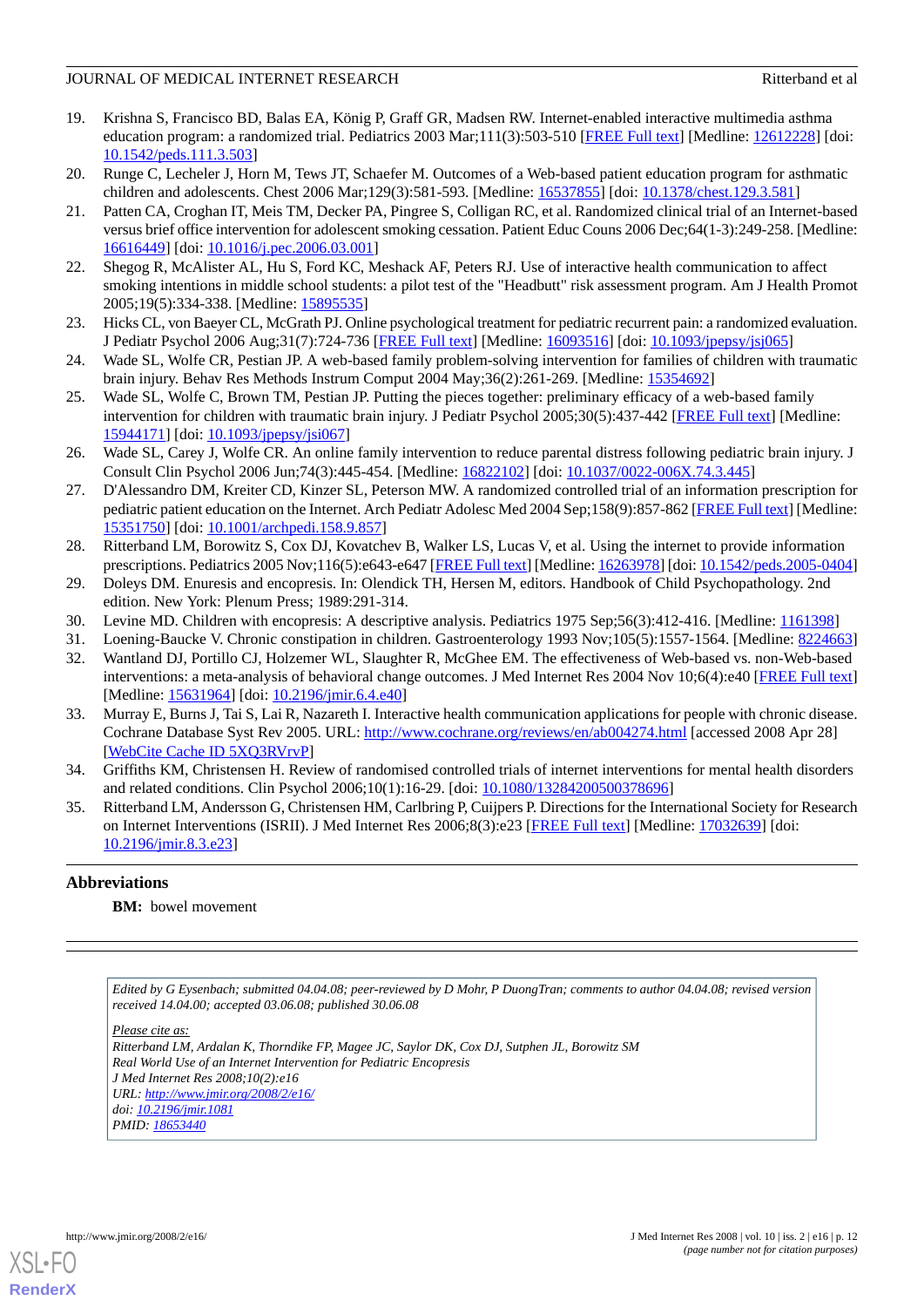19. Krishna S, Francisco BD, Balas EA, König P, Graff GR, Madsen RW. Internet-enabled interactive multimedia asthma education program: a randomized trial. Pediatrics 2003 Mar;111(3):503-510 [FREE Full text] [Medline: 12612228] [doi: 10.1542/peds.111.3.503]
20. Runge C, Lecheler J, Horn M, Tews JT, Schaefer M. Outcomes of a Web-based patient education program for asthmatic children and adolescents. Chest 2006 Mar;129(3):581-593. [Medline: 16537855] [doi: 10.1378/chest.129.3.581]
21. Patten CA, Croghan IT, Meis TM, Decker PA, Pingree S, Colligan RC, et al. Randomized clinical trial of an Internet-based versus brief office intervention for adolescent smoking cessation. Patient Educ Couns 2006 Dec;64(1-3):249-258. [Medline: 16616449] [doi: 10.1016/j.pec.2006.03.001]
22. Shegog R, McAlister AL, Hu S, Ford KC, Meshack AF, Peters RJ. Use of interactive health communication to affect smoking intentions in middle school students: a pilot test of the "Headbutt" risk assessment program. Am J Health Promot 2005;19(5):334-338. [Medline: 15895535]
23. Hicks CL, von Baeyer CL, McGrath PJ. Online psychological treatment for pediatric recurrent pain: a randomized evaluation. J Pediatr Psychol 2006 Aug;31(7):724-736 [FREE Full text] [Medline: 16093516] [doi: 10.1093/jpepsy/jsj065]
24. Wade SL, Wolfe CR, Pestian JP. A web-based family problem-solving intervention for families of children with traumatic brain injury. Behav Res Methods Instrum Comput 2004 May;36(2):261-269. [Medline: 15354692]
25. Wade SL, Wolfe CR, Brown TM, Pestian JP. Putting the pieces together: preliminary efficacy of a web-based family intervention for children with traumatic brain injury. J Pediatr Psychol 2005;30(5):437-442 [FREE Full text] [Medline: 15944171] [doi: 10.1093/jpepsy/jsi067]
26. Wade SL, Carey J, Wolfe CR. An online family intervention to reduce parental distress following pediatric brain injury. J Consult Clin Psychol 2006 Jun;74(3):445-454. [Medline: 16822102] [doi: 10.1037/0022-006X.74.3.445]
27. D'Alessandro DM, Kreiter CD, Kinzer SL, Peterson MW. A randomized controlled trial of an information prescription for pediatric patient education on the Internet. Arch Pediatr Adolesc Med 2004 Sep;158(9):857-862 [FREE Full text] [Medline: 15351750] [doi: 10.1001/archpedi.158.9.857]
28. Ritterband LM, Borowitz S, Cox DJ, Kovatchev B, Walker LS, Lucas V, et al. Using the internet to provide information prescriptions. Pediatrics 2005 Nov;116(5):e643-e647 [FREE Full text] [Medline: 16263978] [doi: 10.1542/peds.2005-0404]
29. Doleys DM. Enuresis and encopresis. In: Olendick TH, Hersen M, editors. Handbook of Child Psychopathology. 2nd edition. New York: Plenum Press; 1989:291-314.
30. Levine MD. Children with encopresis: A descriptive analysis. Pediatrics 1975 Sep;56(3):412-416. [Medline: 1161398]
31. Loening-Baucke V. Chronic constipation in children. Gastroenterology 1993 Nov;105(5):1557-1564. [Medline: 8224663]
32. Wantland DJ, Portillo CJ, Holzemer WL, Slaughter R, McGhee EM. The effectiveness of Web-based vs. non-Web-based interventions: a meta-analysis of behavioral change outcomes. J Med Internet Res 2004 Nov 10;6(4):e40 [FREE Full text] [Medline: 15631964] [doi: 10.2196/jmir.6.4.e40]
33. Murray E, Burns J, Tai S, Lai R, Nazareth I. Interactive health communication applications for people with chronic disease. Cochrane Database Syst Rev 2005. URL: http://www.cochrane.org/reviews/en/ab004274.html [accessed 2008 Apr 28] [WebCite Cache ID 5XQ3RVrvP]
34. Griffiths KM, Christensen H. Review of randomised controlled trials of internet interventions for mental health disorders and related conditions. Clin Psychol 2006;10(1):16-29. [doi: 10.1080/13284200500378696]
35. Ritterband LM, Andersson G, Christensen HM, Carlbring P, Cuijpers P. Directions for the International Society for Research on Internet Interventions (ISRII). J Med Internet Res 2006;8(3):e23 [FREE Full text] [Medline: 17032639] [doi: 10.2196/jmir.8.3.e23]

## Abbreviations

**BM:** bowel movement

*Edited by G Eysenbach; submitted 04.04.08; peer-reviewed by D Mohr, P DuongTran; comments to author 04.04.08; revised version received 14.04.00; accepted 03.06.08; published 30.06.08*

*Please cite as:*
*Ritterband LM, Ardalan K, Thorndike FP, Magee JC, Saylor DK, Cox DJ, Sutphen JL, Borowitz SM*
*Real World Use of an Internet Intervention for Pediatric Encopresis*
*J Med Internet Res 2008;10(2):e16*
*URL: http://www.jmir.org/2008/2/e16/*
*doi: 10.2196/jmir.1081*
*PMID: 18653440*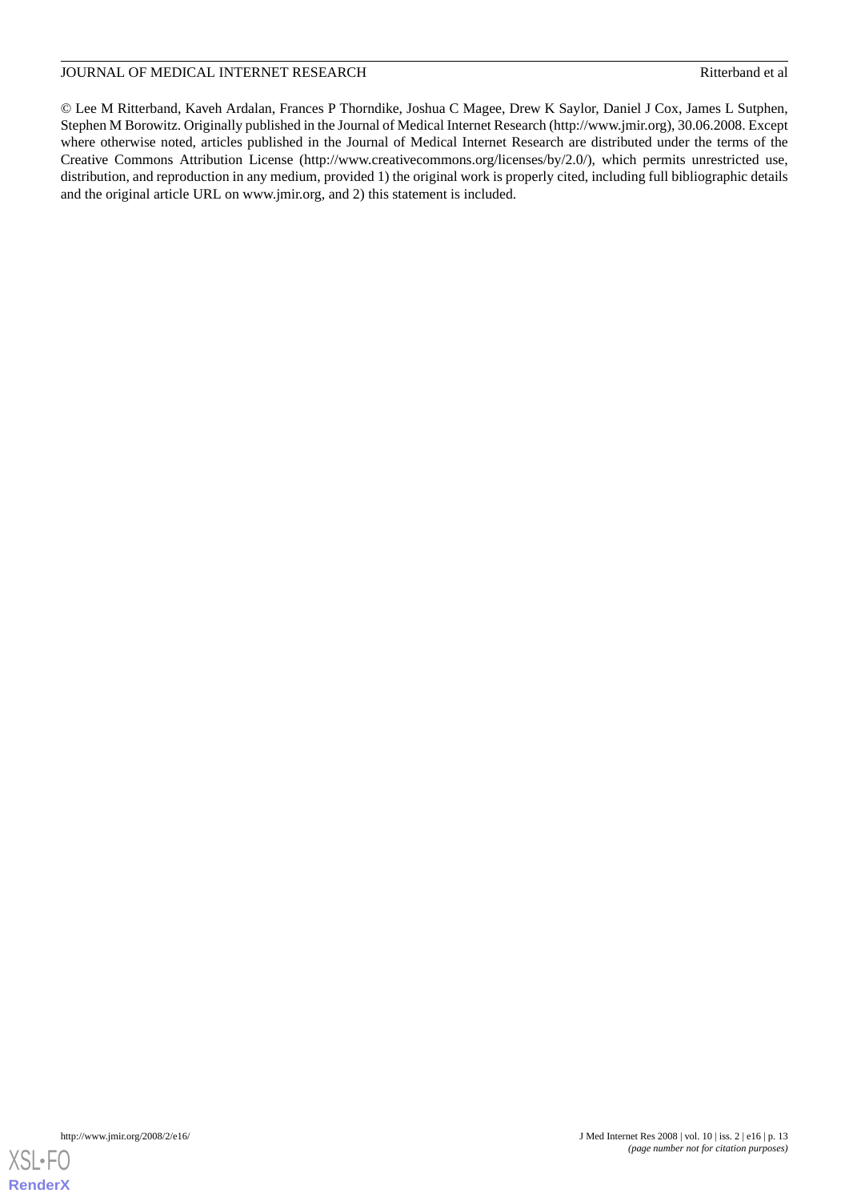© Lee M Ritterband, Kaveh Ardalan, Frances P Thorndike, Joshua C Magee, Drew K Saylor, Daniel J Cox, James L Sutphen, Stephen M Borowitz. Originally published in the Journal of Medical Internet Research (http://www.jmir.org), 30.06.2008. Except where otherwise noted, articles published in the Journal of Medical Internet Research are distributed under the terms of the Creative Commons Attribution License (http://www.creativecommons.org/licenses/by/2.0/), which permits unrestricted use, distribution, and reproduction in any medium, provided 1) the original work is properly cited, including full bibliographic details and the original article URL on www.jmir.org, and 2) this statement is included.